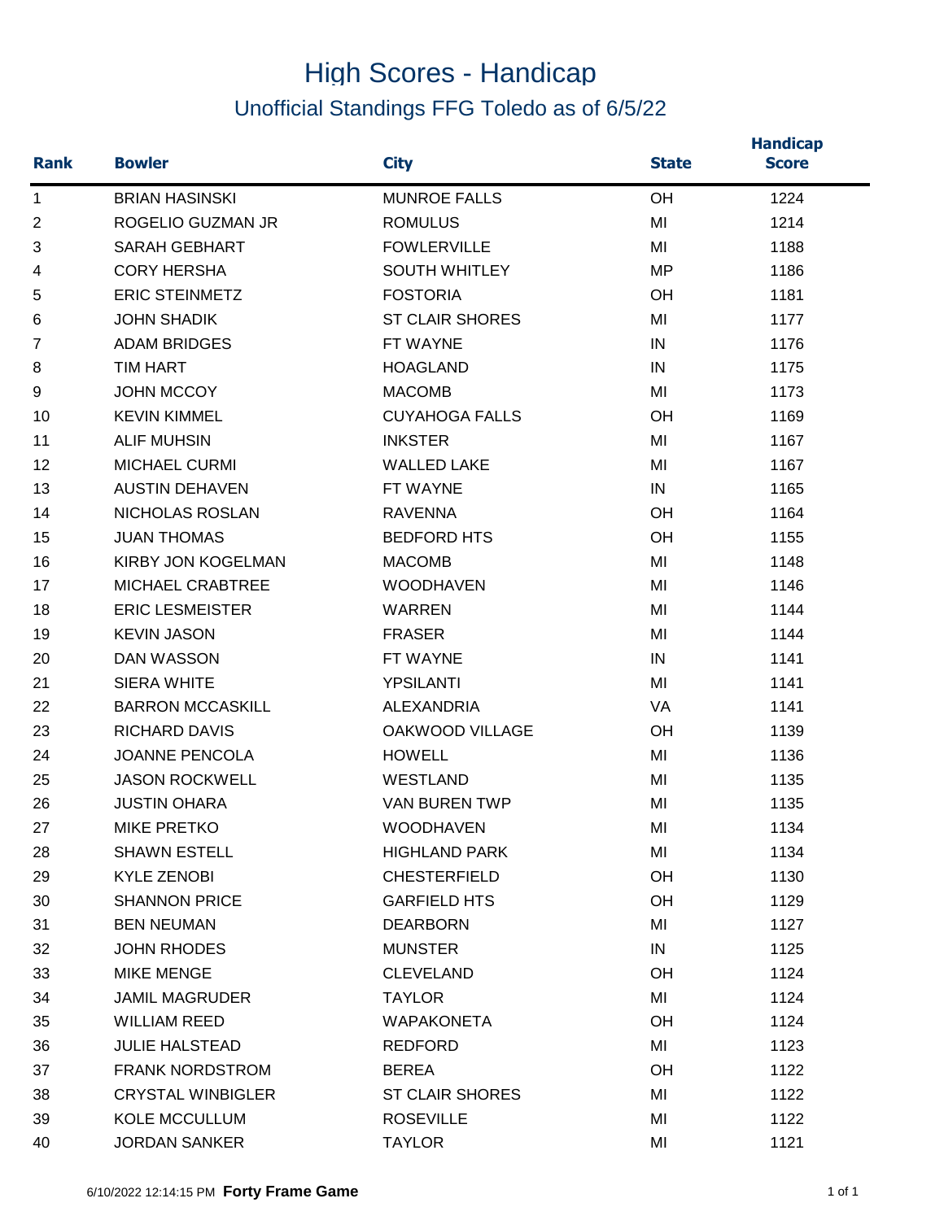# High Scores - Handicap

## Unofficial Standings FFG Toledo as of 6/5/22

| Rank | Bowler | City | State | Handicap Score |
|---|---|---|---|---|
| 1 | BRIAN HASINSKI | MUNROE FALLS | OH | 1224 |
| 2 | ROGELIO GUZMAN JR | ROMULUS | MI | 1214 |
| 3 | SARAH GEBHART | FOWLERVILLE | MI | 1188 |
| 4 | CORY HERSHA | SOUTH WHITLEY | MP | 1186 |
| 5 | ERIC STEINMETZ | FOSTORIA | OH | 1181 |
| 6 | JOHN SHADIK | ST CLAIR SHORES | MI | 1177 |
| 7 | ADAM BRIDGES | FT WAYNE | IN | 1176 |
| 8 | TIM HART | HOAGLAND | IN | 1175 |
| 9 | JOHN MCCOY | MACOMB | MI | 1173 |
| 10 | KEVIN KIMMEL | CUYAHOGA FALLS | OH | 1169 |
| 11 | ALIF MUHSIN | INKSTER | MI | 1167 |
| 12 | MICHAEL CURMI | WALLED LAKE | MI | 1167 |
| 13 | AUSTIN DEHAVEN | FT WAYNE | IN | 1165 |
| 14 | NICHOLAS ROSLAN | RAVENNA | OH | 1164 |
| 15 | JUAN THOMAS | BEDFORD HTS | OH | 1155 |
| 16 | KIRBY JON KOGELMAN | MACOMB | MI | 1148 |
| 17 | MICHAEL CRABTREE | WOODHAVEN | MI | 1146 |
| 18 | ERIC LESMEISTER | WARREN | MI | 1144 |
| 19 | KEVIN JASON | FRASER | MI | 1144 |
| 20 | DAN WASSON | FT WAYNE | IN | 1141 |
| 21 | SIERA WHITE | YPSILANTI | MI | 1141 |
| 22 | BARRON MCCASKILL | ALEXANDRIA | VA | 1141 |
| 23 | RICHARD DAVIS | OAKWOOD VILLAGE | OH | 1139 |
| 24 | JOANNE PENCOLA | HOWELL | MI | 1136 |
| 25 | JASON ROCKWELL | WESTLAND | MI | 1135 |
| 26 | JUSTIN OHARA | VAN BUREN TWP | MI | 1135 |
| 27 | MIKE PRETKO | WOODHAVEN | MI | 1134 |
| 28 | SHAWN ESTELL | HIGHLAND PARK | MI | 1134 |
| 29 | KYLE ZENOBI | CHESTERFIELD | OH | 1130 |
| 30 | SHANNON PRICE | GARFIELD HTS | OH | 1129 |
| 31 | BEN NEUMAN | DEARBORN | MI | 1127 |
| 32 | JOHN RHODES | MUNSTER | IN | 1125 |
| 33 | MIKE MENGE | CLEVELAND | OH | 1124 |
| 34 | JAMIL MAGRUDER | TAYLOR | MI | 1124 |
| 35 | WILLIAM REED | WAPAKONETA | OH | 1124 |
| 36 | JULIE HALSTEAD | REDFORD | MI | 1123 |
| 37 | FRANK NORDSTROM | BEREA | OH | 1122 |
| 38 | CRYSTAL WINBIGLER | ST CLAIR SHORES | MI | 1122 |
| 39 | KOLE MCCULLUM | ROSEVILLE | MI | 1122 |
| 40 | JORDAN SANKER | TAYLOR | MI | 1121 |

6/10/2022 12:14:15 PM **Forty Frame Game**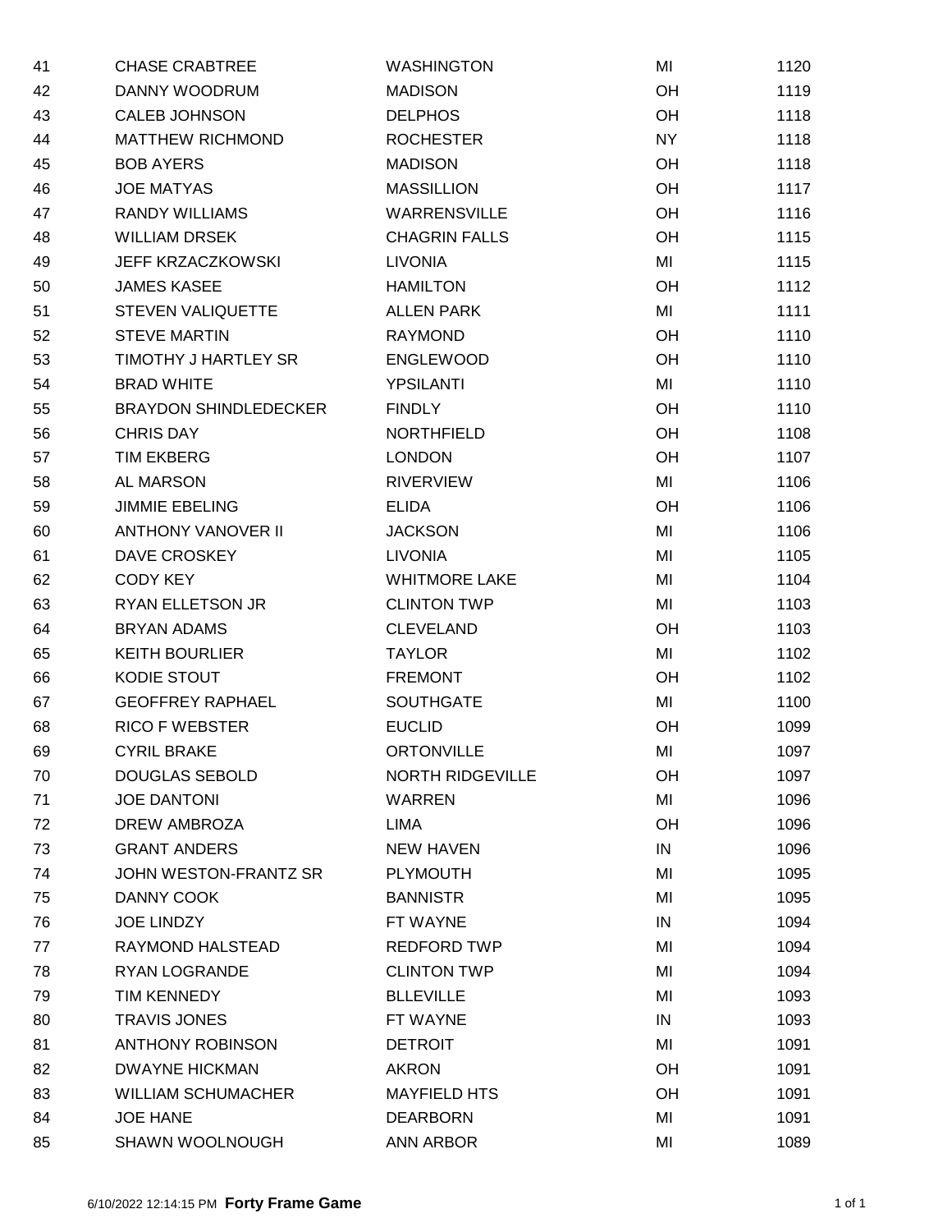| | | | | |
|---|---|---|---|---|
| 41 | CHASE CRABTREE | WASHINGTON | MI | 1120 |
| 42 | DANNY WOODRUM | MADISON | OH | 1119 |
| 43 | CALEB JOHNSON | DELPHOS | OH | 1118 |
| 44 | MATTHEW RICHMOND | ROCHESTER | NY | 1118 |
| 45 | BOB AYERS | MADISON | OH | 1118 |
| 46 | JOE MATYAS | MASSILLION | OH | 1117 |
| 47 | RANDY WILLIAMS | WARRENSVILLE | OH | 1116 |
| 48 | WILLIAM DRSEK | CHAGRIN FALLS | OH | 1115 |
| 49 | JEFF KRZACZKOWSKI | LIVONIA | MI | 1115 |
| 50 | JAMES KASEE | HAMILTON | OH | 1112 |
| 51 | STEVEN VALIQUETTE | ALLEN PARK | MI | 1111 |
| 52 | STEVE MARTIN | RAYMOND | OH | 1110 |
| 53 | TIMOTHY J HARTLEY SR | ENGLEWOOD | OH | 1110 |
| 54 | BRAD WHITE | YPSILANTI | MI | 1110 |
| 55 | BRAYDON SHINDLEDECKER | FINDLY | OH | 1110 |
| 56 | CHRIS DAY | NORTHFIELD | OH | 1108 |
| 57 | TIM EKBERG | LONDON | OH | 1107 |
| 58 | AL MARSON | RIVERVIEW | MI | 1106 |
| 59 | JIMMIE EBELING | ELIDA | OH | 1106 |
| 60 | ANTHONY VANOVER II | JACKSON | MI | 1106 |
| 61 | DAVE CROSKEY | LIVONIA | MI | 1105 |
| 62 | CODY KEY | WHITMORE LAKE | MI | 1104 |
| 63 | RYAN ELLETSON JR | CLINTON TWP | MI | 1103 |
| 64 | BRYAN ADAMS | CLEVELAND | OH | 1103 |
| 65 | KEITH BOURLIER | TAYLOR | MI | 1102 |
| 66 | KODIE STOUT | FREMONT | OH | 1102 |
| 67 | GEOFFREY RAPHAEL | SOUTHGATE | MI | 1100 |
| 68 | RICO F WEBSTER | EUCLID | OH | 1099 |
| 69 | CYRIL BRAKE | ORTONVILLE | MI | 1097 |
| 70 | DOUGLAS SEBOLD | NORTH RIDGEVILLE | OH | 1097 |
| 71 | JOE DANTONI | WARREN | MI | 1096 |
| 72 | DREW AMBROZA | LIMA | OH | 1096 |
| 73 | GRANT ANDERS | NEW HAVEN | IN | 1096 |
| 74 | JOHN WESTON-FRANTZ SR | PLYMOUTH | MI | 1095 |
| 75 | DANNY COOK | BANNISTR | MI | 1095 |
| 76 | JOE LINDZY | FT WAYNE | IN | 1094 |
| 77 | RAYMOND HALSTEAD | REDFORD TWP | MI | 1094 |
| 78 | RYAN LOGRANDE | CLINTON TWP | MI | 1094 |
| 79 | TIM KENNEDY | BLLEVILLE | MI | 1093 |
| 80 | TRAVIS JONES | FT WAYNE | IN | 1093 |
| 81 | ANTHONY ROBINSON | DETROIT | MI | 1091 |
| 82 | DWAYNE HICKMAN | AKRON | OH | 1091 |
| 83 | WILLIAM SCHUMACHER | MAYFIELD HTS | OH | 1091 |
| 84 | JOE HANE | DEARBORN | MI | 1091 |
| 85 | SHAWN WOOLNOUGH | ANN ARBOR | MI | 1089 |

6/10/2022 12:14:15 PM **Forty Frame Game**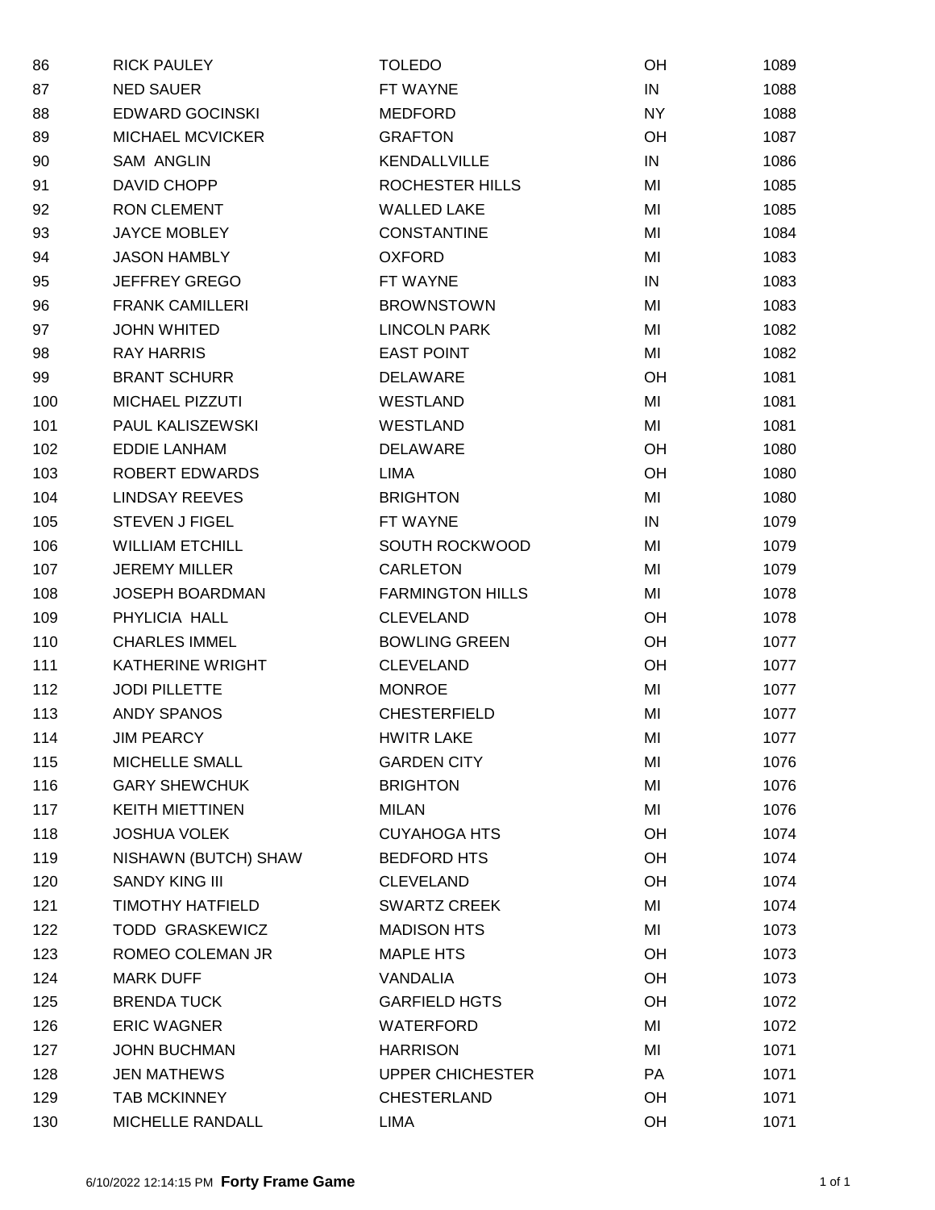| | | | | |
|---|---|---|---|---|
| 86 | RICK PAULEY | TOLEDO | OH | 1089 |
| 87 | NED SAUER | FT WAYNE | IN | 1088 |
| 88 | EDWARD GOCINSKI | MEDFORD | NY | 1088 |
| 89 | MICHAEL MCVICKER | GRAFTON | OH | 1087 |
| 90 | SAM ANGLIN | KENDALLVILLE | IN | 1086 |
| 91 | DAVID CHOPP | ROCHESTER HILLS | MI | 1085 |
| 92 | RON CLEMENT | WALLED LAKE | MI | 1085 |
| 93 | JAYCE MOBLEY | CONSTANTINE | MI | 1084 |
| 94 | JASON HAMBLY | OXFORD | MI | 1083 |
| 95 | JEFFREY GREGO | FT WAYNE | IN | 1083 |
| 96 | FRANK CAMILLERI | BROWNSTOWN | MI | 1083 |
| 97 | JOHN WHITED | LINCOLN PARK | MI | 1082 |
| 98 | RAY HARRIS | EAST POINT | MI | 1082 |
| 99 | BRANT SCHURR | DELAWARE | OH | 1081 |
| 100 | MICHAEL PIZZUTI | WESTLAND | MI | 1081 |
| 101 | PAUL KALISZEWSKI | WESTLAND | MI | 1081 |
| 102 | EDDIE LANHAM | DELAWARE | OH | 1080 |
| 103 | ROBERT EDWARDS | LIMA | OH | 1080 |
| 104 | LINDSAY REEVES | BRIGHTON | MI | 1080 |
| 105 | STEVEN J FIGEL | FT WAYNE | IN | 1079 |
| 106 | WILLIAM ETCHILL | SOUTH ROCKWOOD | MI | 1079 |
| 107 | JEREMY MILLER | CARLETON | MI | 1079 |
| 108 | JOSEPH BOARDMAN | FARMINGTON HILLS | MI | 1078 |
| 109 | PHYLICIA HALL | CLEVELAND | OH | 1078 |
| 110 | CHARLES IMMEL | BOWLING GREEN | OH | 1077 |
| 111 | KATHERINE WRIGHT | CLEVELAND | OH | 1077 |
| 112 | JODI PILLETTE | MONROE | MI | 1077 |
| 113 | ANDY SPANOS | CHESTERFIELD | MI | 1077 |
| 114 | JIM PEARCY | HWITR LAKE | MI | 1077 |
| 115 | MICHELLE SMALL | GARDEN CITY | MI | 1076 |
| 116 | GARY SHEWCHUK | BRIGHTON | MI | 1076 |
| 117 | KEITH MIETTINEN | MILAN | MI | 1076 |
| 118 | JOSHUA VOLEK | CUYAHOGA HTS | OH | 1074 |
| 119 | NISHAWN (BUTCH) SHAW | BEDFORD HTS | OH | 1074 |
| 120 | SANDY KING III | CLEVELAND | OH | 1074 |
| 121 | TIMOTHY HATFIELD | SWARTZ CREEK | MI | 1074 |
| 122 | TODD GRASKEWICZ | MADISON HTS | MI | 1073 |
| 123 | ROMEO COLEMAN JR | MAPLE HTS | OH | 1073 |
| 124 | MARK DUFF | VANDALIA | OH | 1073 |
| 125 | BRENDA TUCK | GARFIELD HGTS | OH | 1072 |
| 126 | ERIC WAGNER | WATERFORD | MI | 1072 |
| 127 | JOHN BUCHMAN | HARRISON | MI | 1071 |
| 128 | JEN MATHEWS | UPPER CHICHESTER | PA | 1071 |
| 129 | TAB MCKINNEY | CHESTERLAND | OH | 1071 |
| 130 | MICHELLE RANDALL | LIMA | OH | 1071 |

6/10/2022 12:14:15 PM **Forty Frame Game**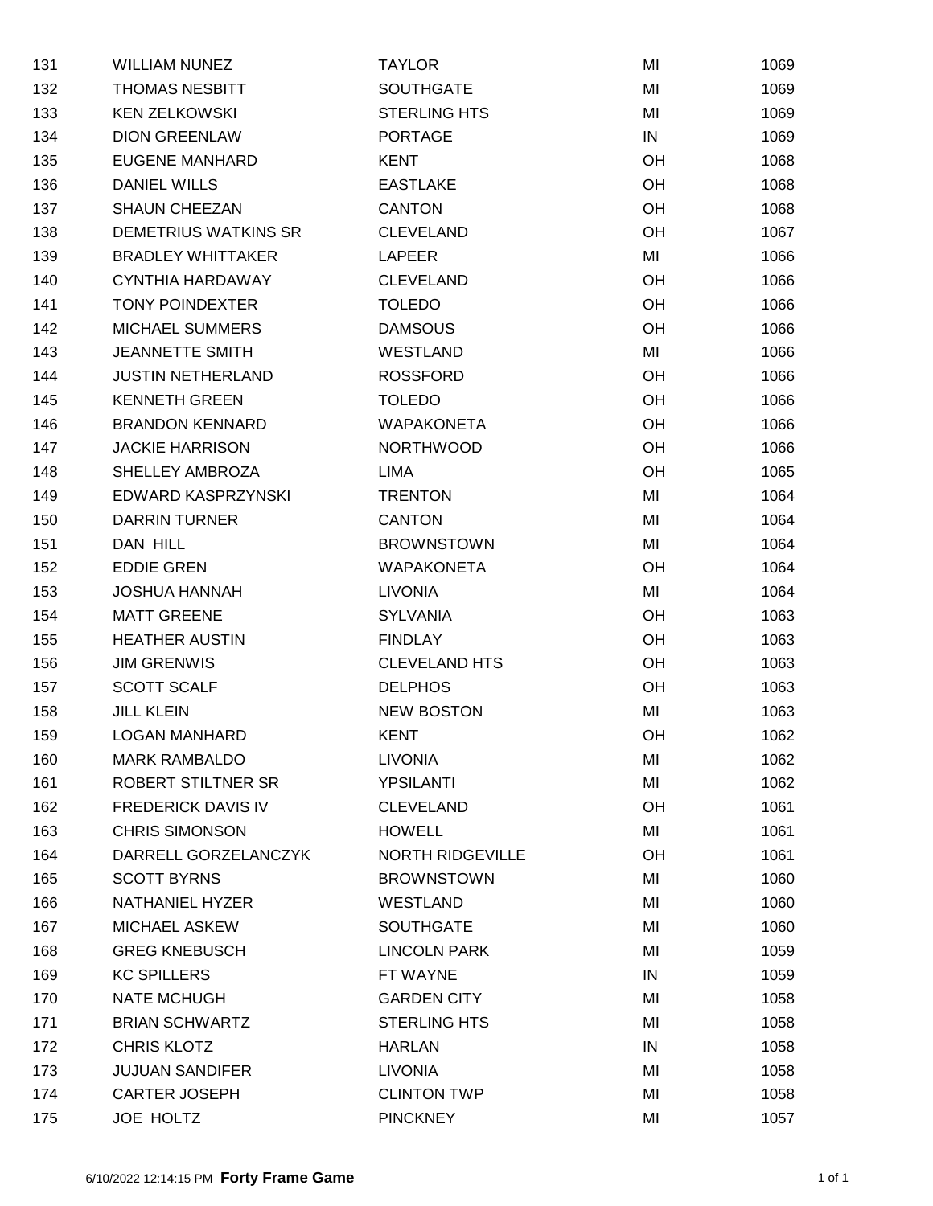| 131 | WILLIAM NUNEZ | TAYLOR | MI | 1069 |
|---|---|---|---|---|
| 132 | THOMAS NESBITT | SOUTHGATE | MI | 1069 |
| 133 | KEN ZELKOWSKI | STERLING HTS | MI | 1069 |
| 134 | DION GREENLAW | PORTAGE | IN | 1069 |
| 135 | EUGENE MANHARD | KENT | OH | 1068 |
| 136 | DANIEL WILLS | EASTLAKE | OH | 1068 |
| 137 | SHAUN CHEEZAN | CANTON | OH | 1068 |
| 138 | DEMETRIUS WATKINS SR | CLEVELAND | OH | 1067 |
| 139 | BRADLEY WHITTAKER | LAPEER | MI | 1066 |
| 140 | CYNTHIA HARDAWAY | CLEVELAND | OH | 1066 |
| 141 | TONY POINDEXTER | TOLEDO | OH | 1066 |
| 142 | MICHAEL SUMMERS | DAMSOUS | OH | 1066 |
| 143 | JEANNETTE SMITH | WESTLAND | MI | 1066 |
| 144 | JUSTIN NETHERLAND | ROSSFORD | OH | 1066 |
| 145 | KENNETH GREEN | TOLEDO | OH | 1066 |
| 146 | BRANDON KENNARD | WAPAKONETA | OH | 1066 |
| 147 | JACKIE HARRISON | NORTHWOOD | OH | 1066 |
| 148 | SHELLEY AMBROZA | LIMA | OH | 1065 |
| 149 | EDWARD KASPRZYNSKI | TRENTON | MI | 1064 |
| 150 | DARRIN TURNER | CANTON | MI | 1064 |
| 151 | DAN HILL | BROWNSTOWN | MI | 1064 |
| 152 | EDDIE GREN | WAPAKONETA | OH | 1064 |
| 153 | JOSHUA HANNAH | LIVONIA | MI | 1064 |
| 154 | MATT GREENE | SYLVANIA | OH | 1063 |
| 155 | HEATHER AUSTIN | FINDLAY | OH | 1063 |
| 156 | JIM GRENWIS | CLEVELAND HTS | OH | 1063 |
| 157 | SCOTT SCALF | DELPHOS | OH | 1063 |
| 158 | JILL KLEIN | NEW BOSTON | MI | 1063 |
| 159 | LOGAN MANHARD | KENT | OH | 1062 |
| 160 | MARK RAMBALDO | LIVONIA | MI | 1062 |
| 161 | ROBERT STILTNER SR | YPSILANTI | MI | 1062 |
| 162 | FREDERICK DAVIS IV | CLEVELAND | OH | 1061 |
| 163 | CHRIS SIMONSON | HOWELL | MI | 1061 |
| 164 | DARRELL GORZELANCZYK | NORTH RIDGEVILLE | OH | 1061 |
| 165 | SCOTT BYRNS | BROWNSTOWN | MI | 1060 |
| 166 | NATHANIEL HYZER | WESTLAND | MI | 1060 |
| 167 | MICHAEL ASKEW | SOUTHGATE | MI | 1060 |
| 168 | GREG KNEBUSCH | LINCOLN PARK | MI | 1059 |
| 169 | KC SPILLERS | FT WAYNE | IN | 1059 |
| 170 | NATE MCHUGH | GARDEN CITY | MI | 1058 |
| 171 | BRIAN SCHWARTZ | STERLING HTS | MI | 1058 |
| 172 | CHRIS KLOTZ | HARLAN | IN | 1058 |
| 173 | JUJUAN SANDIFER | LIVONIA | MI | 1058 |
| 174 | CARTER JOSEPH | CLINTON TWP | MI | 1058 |
| 175 | JOE HOLTZ | PINCKNEY | MI | 1057 |

6/10/2022 12:14:15 PM **Forty Frame Game**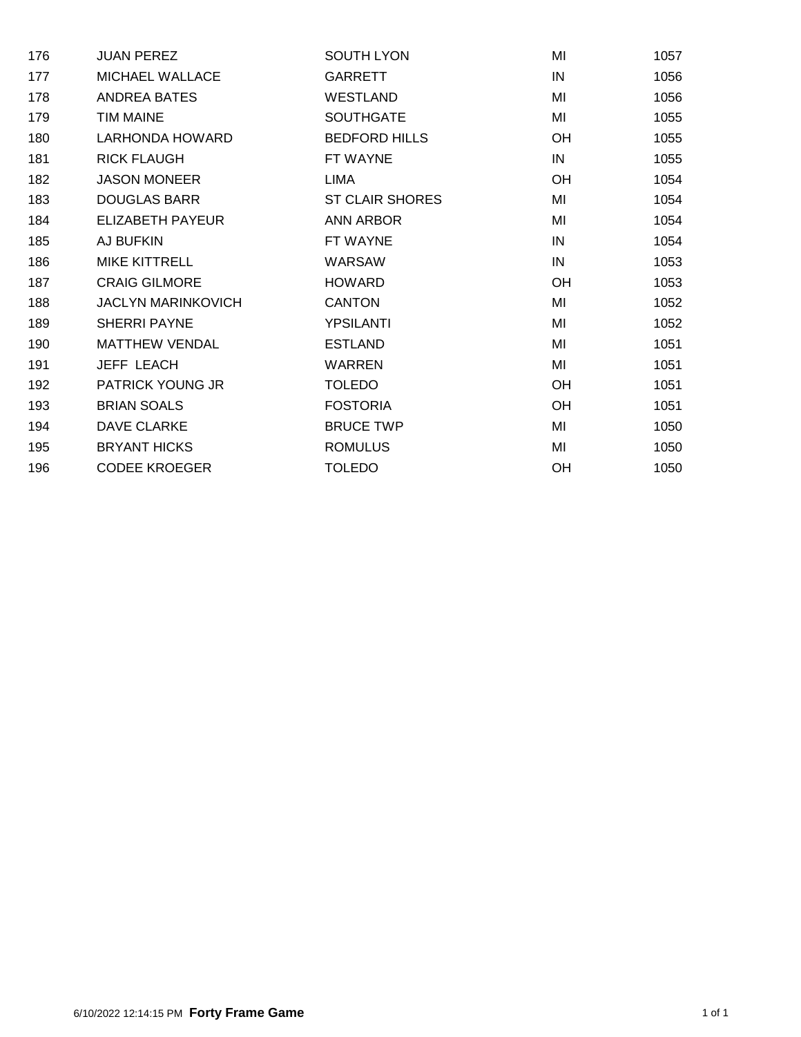| | | | | |
|---|---|---|---|---|
| 176 | JUAN PEREZ | SOUTH LYON | MI | 1057 |
| 177 | MICHAEL WALLACE | GARRETT | IN | 1056 |
| 178 | ANDREA BATES | WESTLAND | MI | 1056 |
| 179 | TIM MAINE | SOUTHGATE | MI | 1055 |
| 180 | LARHONDA HOWARD | BEDFORD HILLS | OH | 1055 |
| 181 | RICK FLAUGH | FT WAYNE | IN | 1055 |
| 182 | JASON MONEER | LIMA | OH | 1054 |
| 183 | DOUGLAS BARR | ST CLAIR SHORES | MI | 1054 |
| 184 | ELIZABETH PAYEUR | ANN ARBOR | MI | 1054 |
| 185 | AJ BUFKIN | FT WAYNE | IN | 1054 |
| 186 | MIKE KITTRELL | WARSAW | IN | 1053 |
| 187 | CRAIG GILMORE | HOWARD | OH | 1053 |
| 188 | JACLYN MARINKOVICH | CANTON | MI | 1052 |
| 189 | SHERRI PAYNE | YPSILANTI | MI | 1052 |
| 190 | MATTHEW VENDAL | ESTLAND | MI | 1051 |
| 191 | JEFF LEACH | WARREN | MI | 1051 |
| 192 | PATRICK YOUNG JR | TOLEDO | OH | 1051 |
| 193 | BRIAN SOALS | FOSTORIA | OH | 1051 |
| 194 | DAVE CLARKE | BRUCE TWP | MI | 1050 |
| 195 | BRYANT HICKS | ROMULUS | MI | 1050 |
| 196 | CODEE KROEGER | TOLEDO | OH | 1050 |